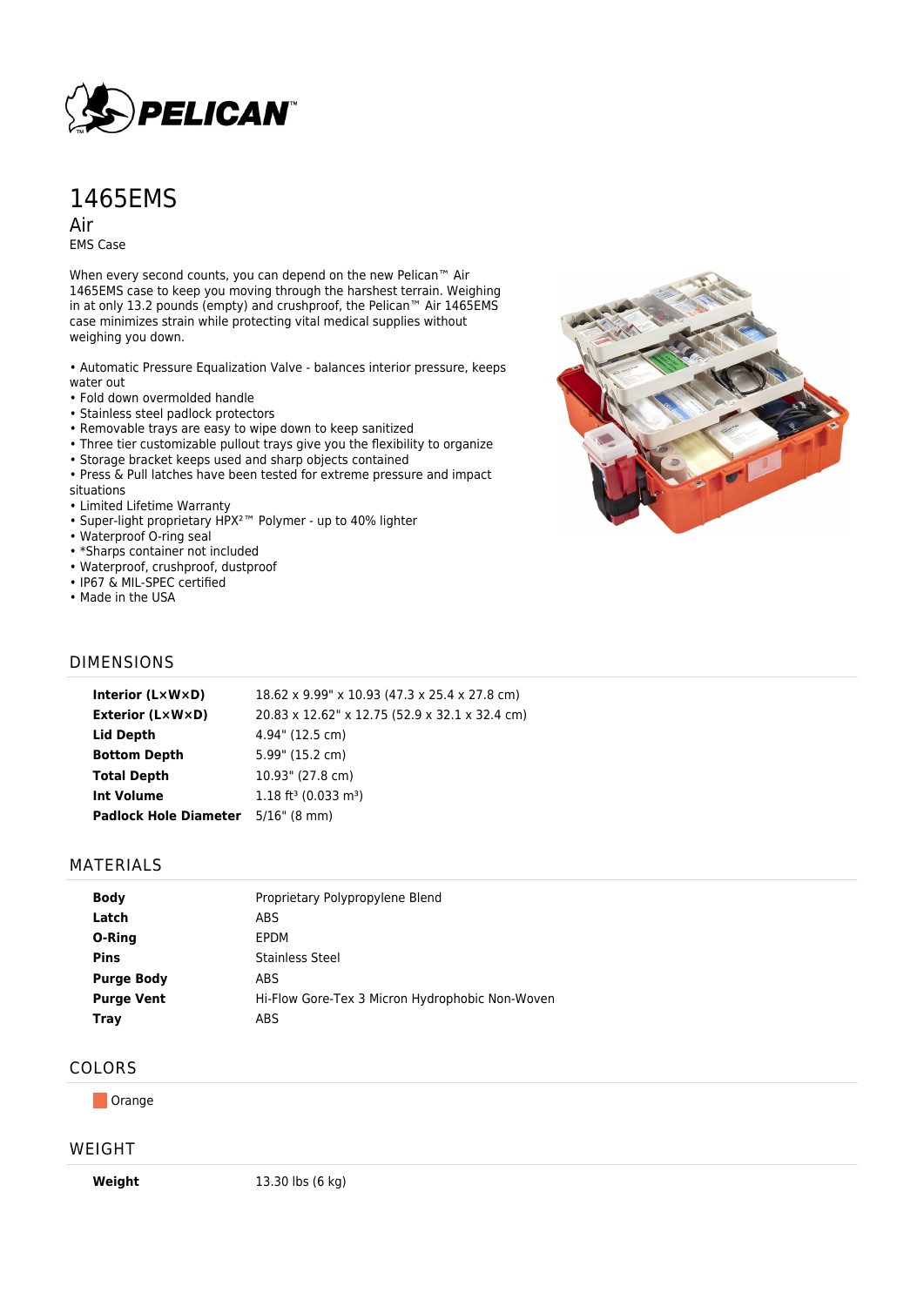# 1465EMS

## Air

EMS Case

When every second counts, you can depend on the new Pelican™ Air 1465EMS case to keep you moving through the harshest terrain. Weighing in at only 13.2 pounds (empty) and crushproof, the Pelican™ Air 1465EMS case minimizes strain while protecting vital medical supplies without weighing you down.

- Automatic Pressure Equalization Valve - balances interior pressure, keeps water out
- Fold down overmolded handle
- Stainless steel padlock protectors
- Removable trays are easy to wipe down to keep sanitized
- Three tier customizable pullout trays give you the flexibility to organize
- Storage bracket keeps used and sharp objects contained
- Press & Pull latches have been tested for extreme pressure and impact situations
- Limited Lifetime Warranty
- Super-light proprietary HPX²™ Polymer - up to 40% lighter
- Waterproof O-ring seal
- *Sharps container not included
- Waterproof, crushproof, dustproof
- IP67 & MIL-SPEC certified
- Made in the USA

## DIMENSIONS

| | |
|---|---|
| **Interior (L×W×D)** | 18.62 x 9.99" x 10.93 (47.3 x 25.4 x 27.8 cm) |
| **Exterior (L×W×D)** | 20.83 x 12.62" x 12.75 (52.9 x 32.1 x 32.4 cm) |
| **Lid Depth** | 4.94" (12.5 cm) |
| **Bottom Depth** | 5.99" (15.2 cm) |
| **Total Depth** | 10.93" (27.8 cm) |
| **Int Volume** | 1.18 ft³ (0.033 m³) |
| **Padlock Hole Diameter** | 5/16" (8 mm) |

## MATERIALS

| | |
|---|---|
| **Body** | Proprietary Polypropylene Blend |
| **Latch** | ABS |
| **O-Ring** | EPDM |
| **Pins** | Stainless Steel |
| **Purge Body** | ABS |
| **Purge Vent** | Hi-Flow Gore-Tex 3 Micron Hydrophobic Non-Woven |
| **Tray** | ABS |

## COLORS

Orange

## WEIGHT

| | |
|---|---|
| **Weight** | 13.30 lbs (6 kg) |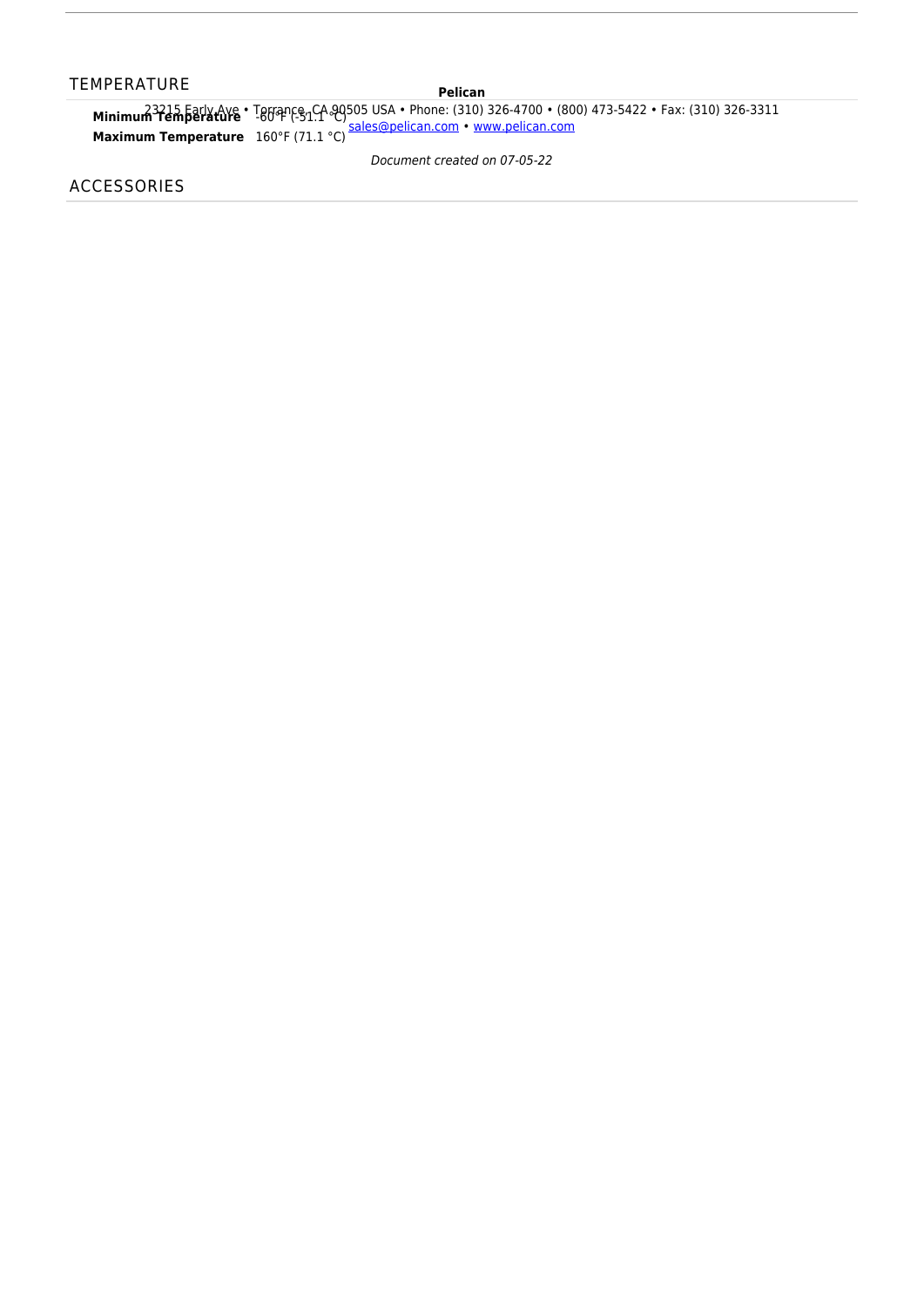## TEMPERATURE

| | |
|---|---|
| **Minimum Temperature** | -60°F (-51.1 °C) |
| **Maximum Temperature** | 160°F (71.1 °C) |

## ACCESSORIES